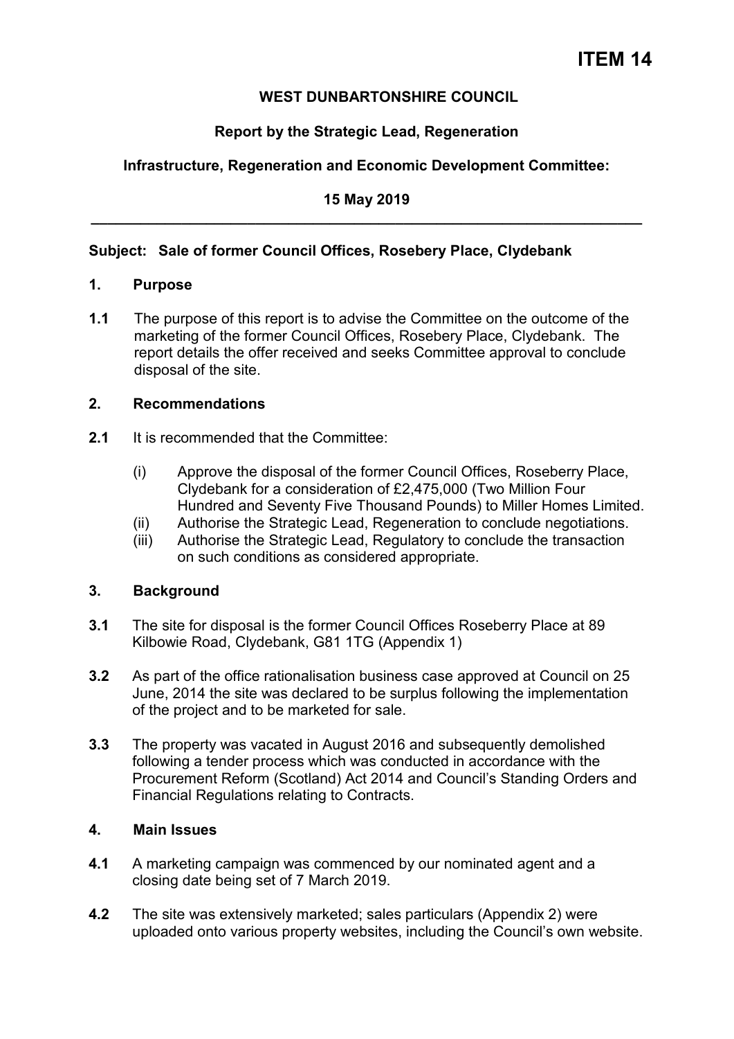**ITEM 14**

**WEST DUNBARTONSHIRE COUNCIL**

**Report by the Strategic Lead, Regeneration**

**Infrastructure, Regeneration and Economic Development Committee:**

**15 May 2019**

---

**Subject: Sale of former Council Offices, Rosebery Place, Clydebank**

## 1. Purpose

**1.1** The purpose of this report is to advise the Committee on the outcome of the marketing of the former Council Offices, Rosebery Place, Clydebank. The report details the offer received and seeks Committee approval to conclude disposal of the site.

## 2. Recommendations

**2.1** It is recommended that the Committee:

(i) Approve the disposal of the former Council Offices, Roseberry Place, Clydebank for a consideration of £2,475,000 (Two Million Four Hundred and Seventy Five Thousand Pounds) to Miller Homes Limited.
(ii) Authorise the Strategic Lead, Regeneration to conclude negotiations.
(iii) Authorise the Strategic Lead, Regulatory to conclude the transaction on such conditions as considered appropriate.

## 3. Background

**3.1** The site for disposal is the former Council Offices Roseberry Place at 89 Kilbowie Road, Clydebank, G81 1TG (Appendix 1)

**3.2** As part of the office rationalisation business case approved at Council on 25 June, 2014 the site was declared to be surplus following the implementation of the project and to be marketed for sale.

**3.3** The property was vacated in August 2016 and subsequently demolished following a tender process which was conducted in accordance with the Procurement Reform (Scotland) Act 2014 and Council's Standing Orders and Financial Regulations relating to Contracts.

## 4. Main Issues

**4.1** A marketing campaign was commenced by our nominated agent and a closing date being set of 7 March 2019.

**4.2** The site was extensively marketed; sales particulars (Appendix 2) were uploaded onto various property websites, including the Council's own website.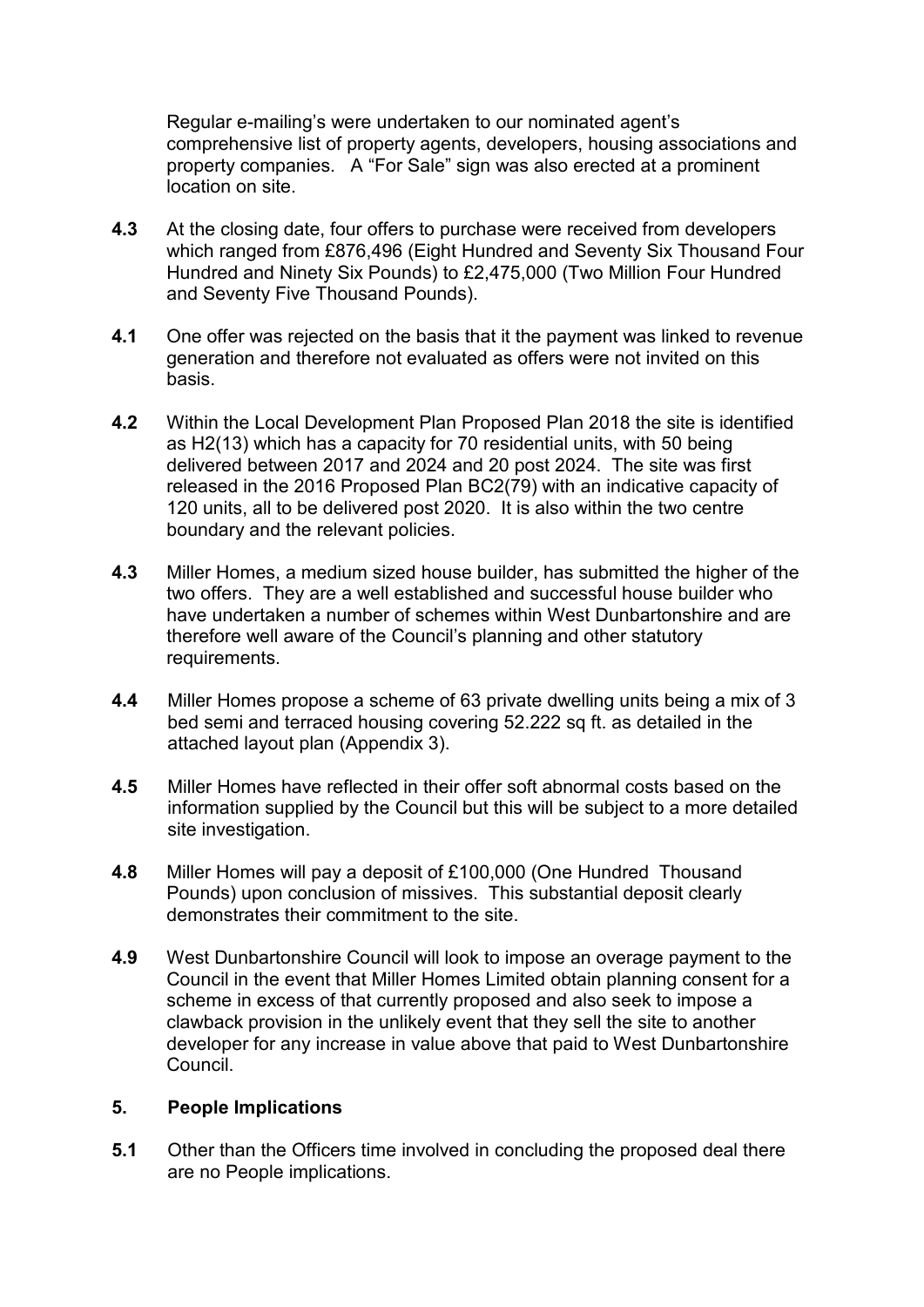Regular e-mailing's were undertaken to our nominated agent's comprehensive list of property agents, developers, housing associations and property companies. A "For Sale" sign was also erected at a prominent location on site.

**4.3** At the closing date, four offers to purchase were received from developers which ranged from £876,496 (Eight Hundred and Seventy Six Thousand Four Hundred and Ninety Six Pounds) to £2,475,000 (Two Million Four Hundred and Seventy Five Thousand Pounds).

**4.1** One offer was rejected on the basis that it the payment was linked to revenue generation and therefore not evaluated as offers were not invited on this basis.

**4.2** Within the Local Development Plan Proposed Plan 2018 the site is identified as H2(13) which has a capacity for 70 residential units, with 50 being delivered between 2017 and 2024 and 20 post 2024. The site was first released in the 2016 Proposed Plan BC2(79) with an indicative capacity of 120 units, all to be delivered post 2020. It is also within the two centre boundary and the relevant policies.

**4.3** Miller Homes, a medium sized house builder, has submitted the higher of the two offers. They are a well established and successful house builder who have undertaken a number of schemes within West Dunbartonshire and are therefore well aware of the Council's planning and other statutory requirements.

**4.4** Miller Homes propose a scheme of 63 private dwelling units being a mix of 3 bed semi and terraced housing covering 52.222 sq ft. as detailed in the attached layout plan (Appendix 3).

**4.5** Miller Homes have reflected in their offer soft abnormal costs based on the information supplied by the Council but this will be subject to a more detailed site investigation.

**4.8** Miller Homes will pay a deposit of £100,000 (One Hundred Thousand Pounds) upon conclusion of missives. This substantial deposit clearly demonstrates their commitment to the site.

**4.9** West Dunbartonshire Council will look to impose an overage payment to the Council in the event that Miller Homes Limited obtain planning consent for a scheme in excess of that currently proposed and also seek to impose a clawback provision in the unlikely event that they sell the site to another developer for any increase in value above that paid to West Dunbartonshire Council.

## 5. People Implications

**5.1** Other than the Officers time involved in concluding the proposed deal there are no People implications.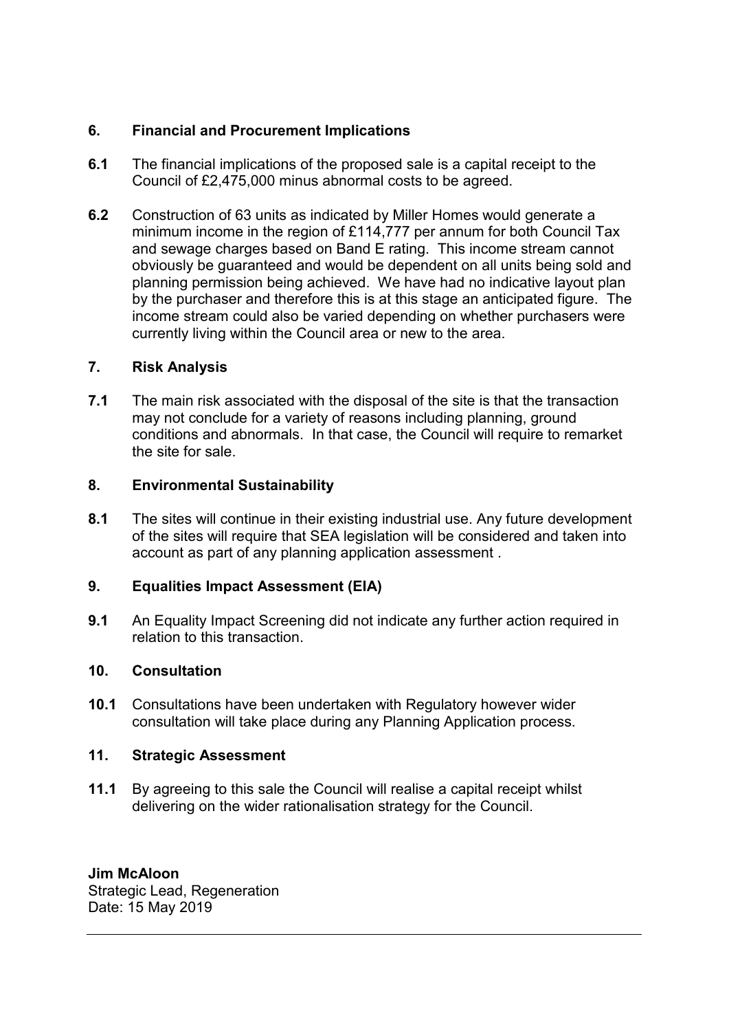## 6. Financial and Procurement Implications

**6.1** The financial implications of the proposed sale is a capital receipt to the Council of £2,475,000 minus abnormal costs to be agreed.

**6.2** Construction of 63 units as indicated by Miller Homes would generate a minimum income in the region of £114,777 per annum for both Council Tax and sewage charges based on Band E rating. This income stream cannot obviously be guaranteed and would be dependent on all units being sold and planning permission being achieved. We have had no indicative layout plan by the purchaser and therefore this is at this stage an anticipated figure. The income stream could also be varied depending on whether purchasers were currently living within the Council area or new to the area.

## 7. Risk Analysis

**7.1** The main risk associated with the disposal of the site is that the transaction may not conclude for a variety of reasons including planning, ground conditions and abnormals. In that case, the Council will require to remarket the site for sale.

## 8. Environmental Sustainability

**8.1** The sites will continue in their existing industrial use. Any future development of the sites will require that SEA legislation will be considered and taken into account as part of any planning application assessment .

## 9. Equalities Impact Assessment (EIA)

**9.1** An Equality Impact Screening did not indicate any further action required in relation to this transaction.

## 10. Consultation

**10.1** Consultations have been undertaken with Regulatory however wider consultation will take place during any Planning Application process.

## 11. Strategic Assessment

**11.1** By agreeing to this sale the Council will realise a capital receipt whilst delivering on the wider rationalisation strategy for the Council.

**Jim McAloon**
Strategic Lead, Regeneration
Date: 15 May 2019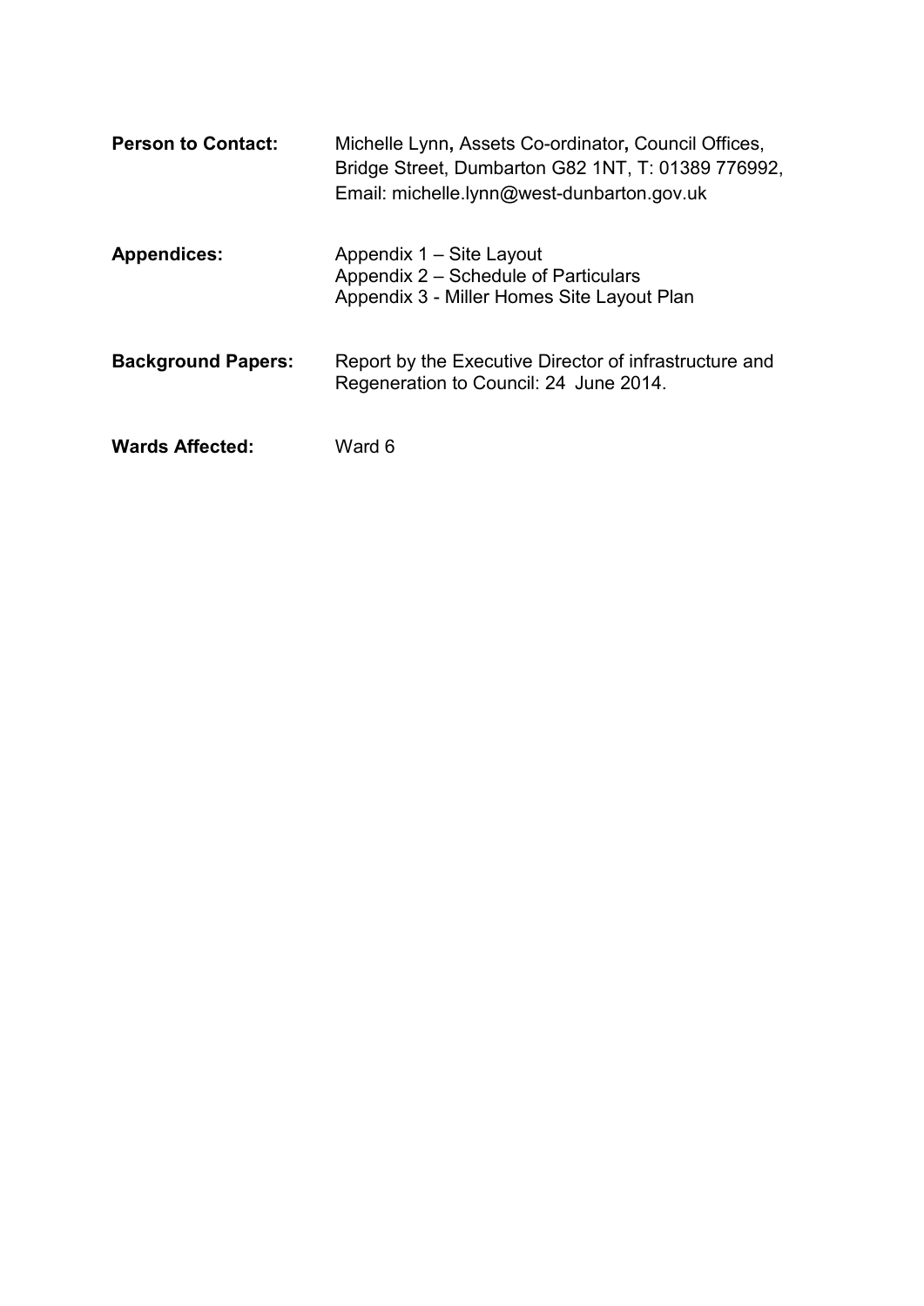**Person to Contact:** Michelle Lynn**,** Assets Co-ordinator**,** Council Offices, Bridge Street, Dumbarton G82 1NT, T: 01389 776992, Email: michelle.lynn@west-dunbarton.gov.uk

**Appendices:** Appendix 1 – Site Layout  
Appendix 2 – Schedule of Particulars  
Appendix 3 - Miller Homes Site Layout Plan

**Background Papers:** Report by the Executive Director of infrastructure and Regeneration to Council: 24 June 2014.

**Wards Affected:** Ward 6